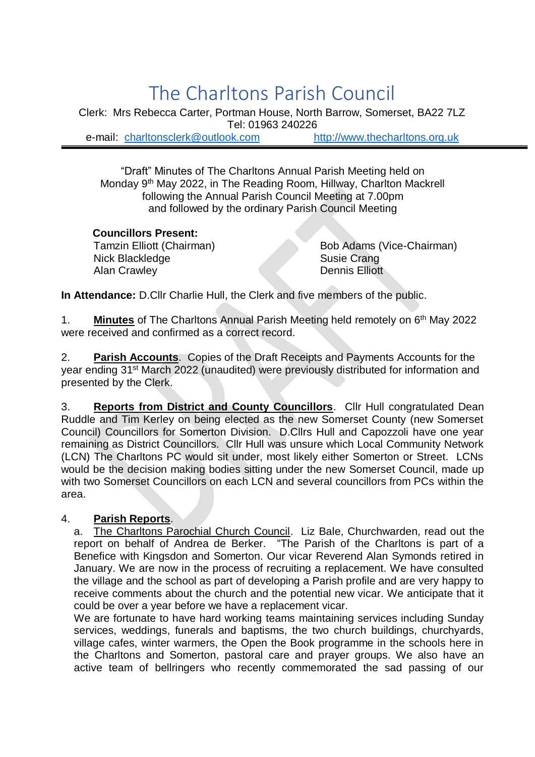# The Charltons Parish Council

Clerk: Mrs Rebecca Carter, Portman House, North Barrow, Somerset, BA22 7LZ
Tel: 01963 240226
e-mail: charltonsclerk@outlook.com http://www.thecharltons.org.uk

---

"Draft" Minutes of The Charltons Annual Parish Meeting held on Monday 9th May 2022, in The Reading Room, Hillway, Charlton Mackrell following the Annual Parish Council Meeting at 7.00pm and followed by the ordinary Parish Council Meeting

**Councillors Present:**

Tamzin Elliott (Chairman)
Bob Adams (Vice-Chairman)
Nick Blackledge
Susie Crang
Alan Crawley
Dennis Elliott

**In Attendance:** D.Cllr Charlie Hull, the Clerk and five members of the public.

1. **Minutes** of The Charltons Annual Parish Meeting held remotely on 6th May 2022 were received and confirmed as a correct record.

2. **Parish Accounts**. Copies of the Draft Receipts and Payments Accounts for the year ending 31st March 2022 (unaudited) were previously distributed for information and presented by the Clerk.

3. **Reports from District and County Councillors**. Cllr Hull congratulated Dean Ruddle and Tim Kerley on being elected as the new Somerset County (new Somerset Council) Councillors for Somerton Division. D.Cllrs Hull and Capozzoli have one year remaining as District Councillors. Cllr Hull was unsure which Local Community Network (LCN) The Charltons PC would sit under, most likely either Somerton or Street. LCNs would be the decision making bodies sitting under the new Somerset Council, made up with two Somerset Councillors on each LCN and several councillors from PCs within the area.

4. **Parish Reports**.

   a. The Charltons Parochial Church Council. Liz Bale, Churchwarden, read out the report on behalf of Andrea de Berker. "The Parish of the Charltons is part of a Benefice with Kingsdon and Somerton. Our vicar Reverend Alan Symonds retired in January. We are now in the process of recruiting a replacement. We have consulted the village and the school as part of developing a Parish profile and are very happy to receive comments about the church and the potential new vicar. We anticipate that it could be over a year before we have a replacement vicar.
   We are fortunate to have hard working teams maintaining services including Sunday services, weddings, funerals and baptisms, the two church buildings, churchyards, village cafes, winter warmers, the Open the Book programme in the schools here in the Charltons and Somerton, pastoral care and prayer groups. We also have an active team of bellringers who recently commemorated the sad passing of our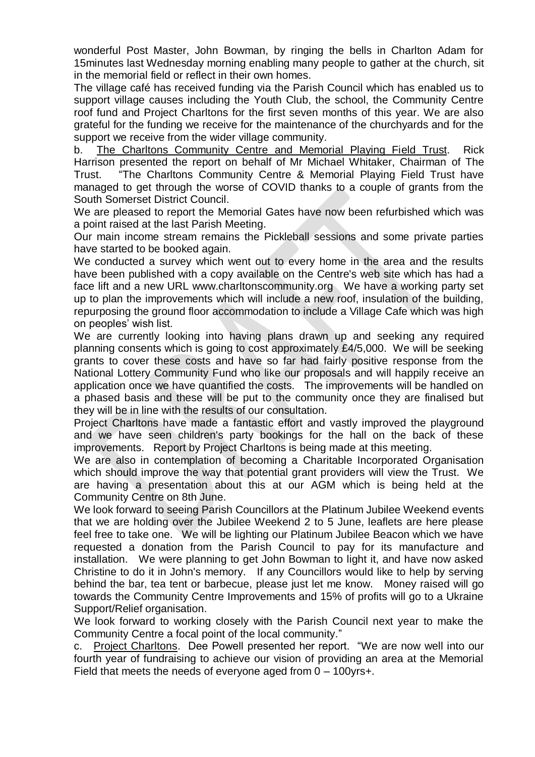wonderful Post Master, John Bowman, by ringing the bells in Charlton Adam for 15minutes last Wednesday morning enabling many people to gather at the church, sit in the memorial field or reflect in their own homes.

The village café has received funding via the Parish Council which has enabled us to support village causes including the Youth Club, the school, the Community Centre roof fund and Project Charltons for the first seven months of this year. We are also grateful for the funding we receive for the maintenance of the churchyards and for the support we receive from the wider village community.

b. The Charltons Community Centre and Memorial Playing Field Trust. Rick Harrison presented the report on behalf of Mr Michael Whitaker, Chairman of The Trust. "The Charltons Community Centre & Memorial Playing Field Trust have managed to get through the worse of COVID thanks to a couple of grants from the South Somerset District Council.

We are pleased to report the Memorial Gates have now been refurbished which was a point raised at the last Parish Meeting.

Our main income stream remains the Pickleball sessions and some private parties have started to be booked again.

We conducted a survey which went out to every home in the area and the results have been published with a copy available on the Centre's web site which has had a face lift and a new URL www.charltonscommunity.org We have a working party set up to plan the improvements which will include a new roof, insulation of the building, repurposing the ground floor accommodation to include a Village Cafe which was high on peoples' wish list.

We are currently looking into having plans drawn up and seeking any required planning consents which is going to cost approximately £4/5,000. We will be seeking grants to cover these costs and have so far had fairly positive response from the National Lottery Community Fund who like our proposals and will happily receive an application once we have quantified the costs. The improvements will be handled on a phased basis and these will be put to the community once they are finalised but they will be in line with the results of our consultation.

Project Charltons have made a fantastic effort and vastly improved the playground and we have seen children's party bookings for the hall on the back of these improvements. Report by Project Charltons is being made at this meeting.

We are also in contemplation of becoming a Charitable Incorporated Organisation which should improve the way that potential grant providers will view the Trust. We are having a presentation about this at our AGM which is being held at the Community Centre on 8th June.

We look forward to seeing Parish Councillors at the Platinum Jubilee Weekend events that we are holding over the Jubilee Weekend 2 to 5 June, leaflets are here please feel free to take one. We will be lighting our Platinum Jubilee Beacon which we have requested a donation from the Parish Council to pay for its manufacture and installation. We were planning to get John Bowman to light it, and have now asked Christine to do it in John's memory. If any Councillors would like to help by serving behind the bar, tea tent or barbecue, please just let me know. Money raised will go towards the Community Centre Improvements and 15% of profits will go to a Ukraine Support/Relief organisation.

We look forward to working closely with the Parish Council next year to make the Community Centre a focal point of the local community."

c. Project Charltons. Dee Powell presented her report. "We are now well into our fourth year of fundraising to achieve our vision of providing an area at the Memorial Field that meets the needs of everyone aged from 0 – 100yrs+.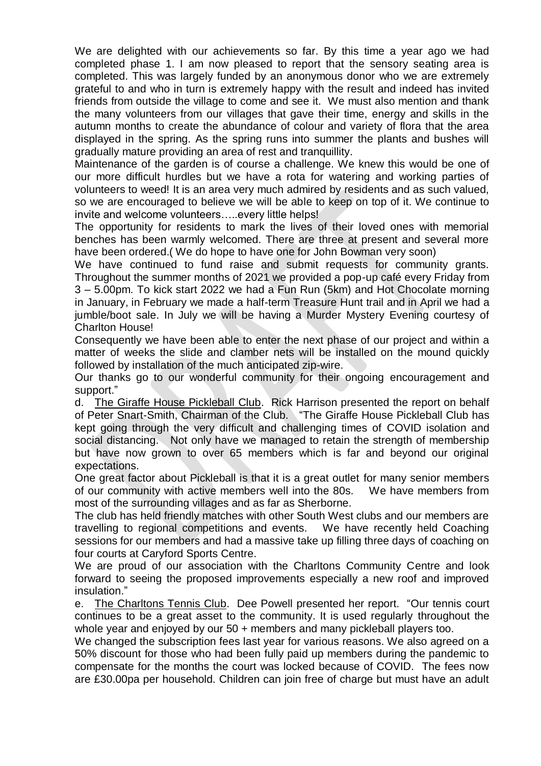We are delighted with our achievements so far. By this time a year ago we had completed phase 1. I am now pleased to report that the sensory seating area is completed. This was largely funded by an anonymous donor who we are extremely grateful to and who in turn is extremely happy with the result and indeed has invited friends from outside the village to come and see it. We must also mention and thank the many volunteers from our villages that gave their time, energy and skills in the autumn months to create the abundance of colour and variety of flora that the area displayed in the spring. As the spring runs into summer the plants and bushes will gradually mature providing an area of rest and tranquillity.

Maintenance of the garden is of course a challenge. We knew this would be one of our more difficult hurdles but we have a rota for watering and working parties of volunteers to weed! It is an area very much admired by residents and as such valued, so we are encouraged to believe we will be able to keep on top of it. We continue to invite and welcome volunteers…..every little helps!

The opportunity for residents to mark the lives of their loved ones with memorial benches has been warmly welcomed. There are three at present and several more have been ordered.( We do hope to have one for John Bowman very soon)

We have continued to fund raise and submit requests for community grants. Throughout the summer months of 2021 we provided a pop-up café every Friday from 3 – 5.00pm. To kick start 2022 we had a Fun Run (5km) and Hot Chocolate morning in January, in February we made a half-term Treasure Hunt trail and in April we had a jumble/boot sale. In July we will be having a Murder Mystery Evening courtesy of Charlton House!

Consequently we have been able to enter the next phase of our project and within a matter of weeks the slide and clamber nets will be installed on the mound quickly followed by installation of the much anticipated zip-wire.

Our thanks go to our wonderful community for their ongoing encouragement and support."

d. The Giraffe House Pickleball Club. Rick Harrison presented the report on behalf of Peter Snart-Smith, Chairman of the Club. "The Giraffe House Pickleball Club has kept going through the very difficult and challenging times of COVID isolation and social distancing. Not only have we managed to retain the strength of membership but have now grown to over 65 members which is far and beyond our original expectations.

One great factor about Pickleball is that it is a great outlet for many senior members of our community with active members well into the 80s. We have members from most of the surrounding villages and as far as Sherborne.

The club has held friendly matches with other South West clubs and our members are travelling to regional competitions and events. We have recently held Coaching sessions for our members and had a massive take up filling three days of coaching on four courts at Caryford Sports Centre.

We are proud of our association with the Charltons Community Centre and look forward to seeing the proposed improvements especially a new roof and improved insulation."

e. The Charltons Tennis Club. Dee Powell presented her report. "Our tennis court continues to be a great asset to the community. It is used regularly throughout the whole year and enjoyed by our 50 + members and many pickleball players too.

We changed the subscription fees last year for various reasons. We also agreed on a 50% discount for those who had been fully paid up members during the pandemic to compensate for the months the court was locked because of COVID. The fees now are £30.00pa per household. Children can join free of charge but must have an adult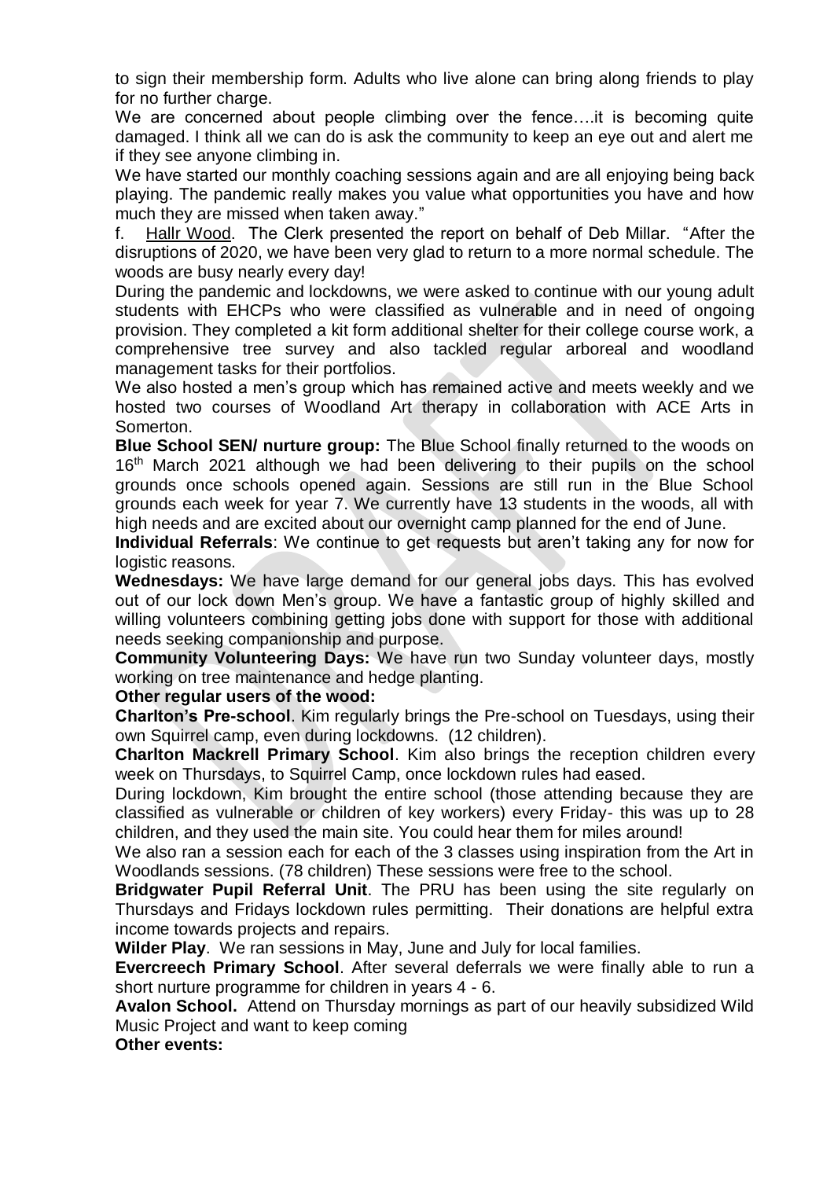to sign their membership form. Adults who live alone can bring along friends to play for no further charge.

We are concerned about people climbing over the fence….it is becoming quite damaged. I think all we can do is ask the community to keep an eye out and alert me if they see anyone climbing in.

We have started our monthly coaching sessions again and are all enjoying being back playing. The pandemic really makes you value what opportunities you have and how much they are missed when taken away."

f. Hallr Wood. The Clerk presented the report on behalf of Deb Millar. "After the disruptions of 2020, we have been very glad to return to a more normal schedule. The woods are busy nearly every day!

During the pandemic and lockdowns, we were asked to continue with our young adult students with EHCPs who were classified as vulnerable and in need of ongoing provision. They completed a kit form additional shelter for their college course work, a comprehensive tree survey and also tackled regular arboreal and woodland management tasks for their portfolios.

We also hosted a men's group which has remained active and meets weekly and we hosted two courses of Woodland Art therapy in collaboration with ACE Arts in Somerton.

**Blue School SEN/ nurture group:** The Blue School finally returned to the woods on 16th March 2021 although we had been delivering to their pupils on the school grounds once schools opened again. Sessions are still run in the Blue School grounds each week for year 7. We currently have 13 students in the woods, all with high needs and are excited about our overnight camp planned for the end of June.

**Individual Referrals**: We continue to get requests but aren't taking any for now for logistic reasons.

**Wednesdays:** We have large demand for our general jobs days. This has evolved out of our lock down Men's group. We have a fantastic group of highly skilled and willing volunteers combining getting jobs done with support for those with additional needs seeking companionship and purpose.

**Community Volunteering Days:** We have run two Sunday volunteer days, mostly working on tree maintenance and hedge planting.

**Other regular users of the wood:**

**Charlton's Pre-school**. Kim regularly brings the Pre-school on Tuesdays, using their own Squirrel camp, even during lockdowns. (12 children).

**Charlton Mackrell Primary School**. Kim also brings the reception children every week on Thursdays, to Squirrel Camp, once lockdown rules had eased.

During lockdown, Kim brought the entire school (those attending because they are classified as vulnerable or children of key workers) every Friday- this was up to 28 children, and they used the main site. You could hear them for miles around!

We also ran a session each for each of the 3 classes using inspiration from the Art in Woodlands sessions. (78 children) These sessions were free to the school.

**Bridgwater Pupil Referral Unit**. The PRU has been using the site regularly on Thursdays and Fridays lockdown rules permitting. Their donations are helpful extra income towards projects and repairs.

**Wilder Play**. We ran sessions in May, June and July for local families.

**Evercreech Primary School**. After several deferrals we were finally able to run a short nurture programme for children in years 4 - 6.

**Avalon School.** Attend on Thursday mornings as part of our heavily subsidized Wild Music Project and want to keep coming

**Other events:**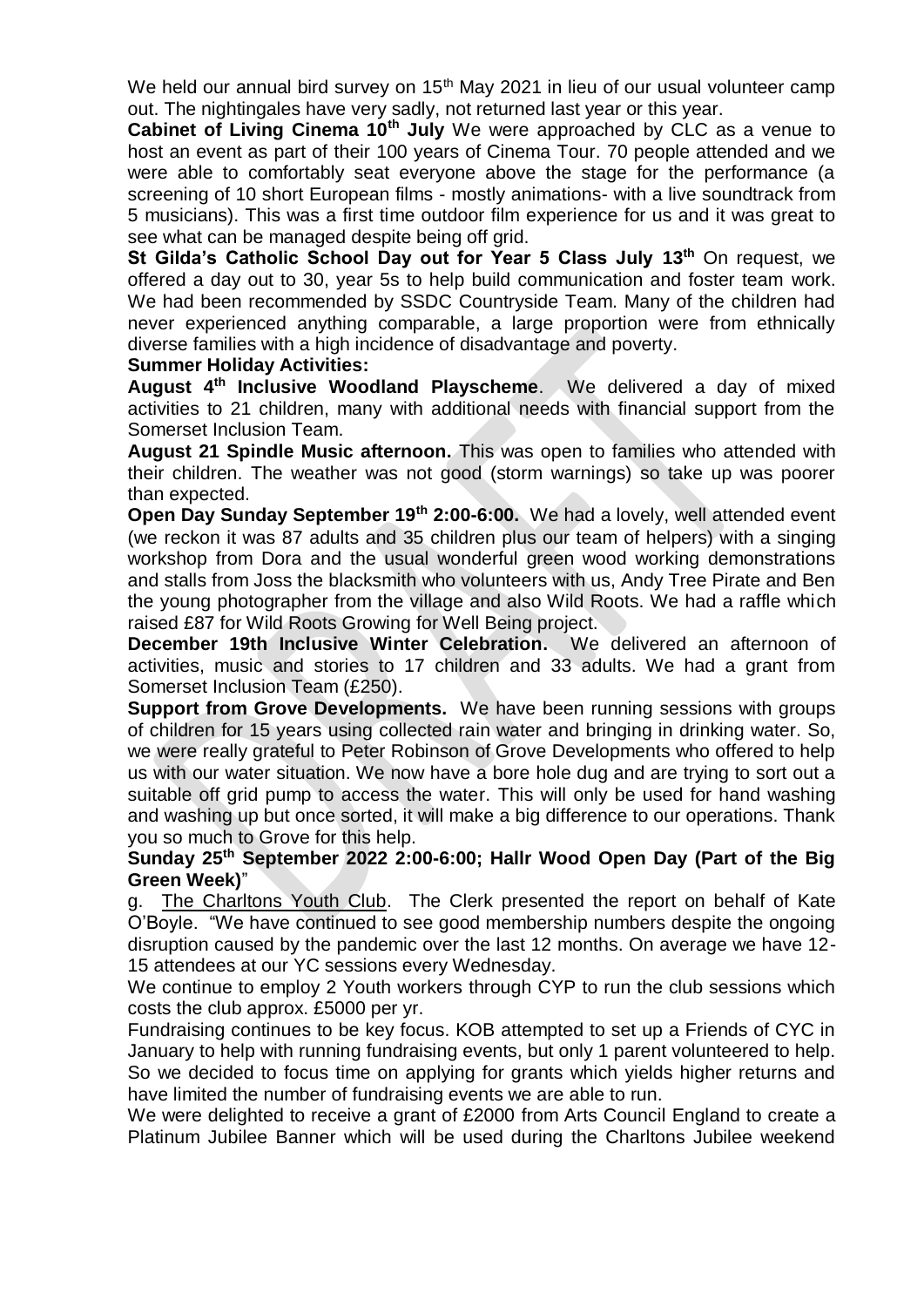We held our annual bird survey on 15th May 2021 in lieu of our usual volunteer camp out. The nightingales have very sadly, not returned last year or this year.

**Cabinet of Living Cinema 10th July** We were approached by CLC as a venue to host an event as part of their 100 years of Cinema Tour. 70 people attended and we were able to comfortably seat everyone above the stage for the performance (a screening of 10 short European films - mostly animations- with a live soundtrack from 5 musicians). This was a first time outdoor film experience for us and it was great to see what can be managed despite being off grid.

**St Gilda's Catholic School Day out for Year 5 Class July 13th** On request, we offered a day out to 30, year 5s to help build communication and foster team work. We had been recommended by SSDC Countryside Team. Many of the children had never experienced anything comparable, a large proportion were from ethnically diverse families with a high incidence of disadvantage and poverty.

**Summer Holiday Activities:**

**August 4th Inclusive Woodland Playscheme**. We delivered a day of mixed activities to 21 children, many with additional needs with financial support from the Somerset Inclusion Team.

**August 21 Spindle Music afternoon.** This was open to families who attended with their children. The weather was not good (storm warnings) so take up was poorer than expected.

**Open Day Sunday September 19th 2:00-6:00.** We had a lovely, well attended event (we reckon it was 87 adults and 35 children plus our team of helpers) with a singing workshop from Dora and the usual wonderful green wood working demonstrations and stalls from Joss the blacksmith who volunteers with us, Andy Tree Pirate and Ben the young photographer from the village and also Wild Roots. We had a raffle which raised £87 for Wild Roots Growing for Well Being project.

**December 19th Inclusive Winter Celebration.** We delivered an afternoon of activities, music and stories to 17 children and 33 adults. We had a grant from Somerset Inclusion Team (£250).

**Support from Grove Developments.** We have been running sessions with groups of children for 15 years using collected rain water and bringing in drinking water. So, we were really grateful to Peter Robinson of Grove Developments who offered to help us with our water situation. We now have a bore hole dug and are trying to sort out a suitable off grid pump to access the water. This will only be used for hand washing and washing up but once sorted, it will make a big difference to our operations. Thank you so much to Grove for this help.

**Sunday 25th September 2022 2:00-6:00; Hallr Wood Open Day (Part of the Big Green Week)**"

g. The Charltons Youth Club. The Clerk presented the report on behalf of Kate O'Boyle. "We have continued to see good membership numbers despite the ongoing disruption caused by the pandemic over the last 12 months. On average we have 12-15 attendees at our YC sessions every Wednesday.

We continue to employ 2 Youth workers through CYP to run the club sessions which costs the club approx. £5000 per yr.

Fundraising continues to be key focus. KOB attempted to set up a Friends of CYC in January to help with running fundraising events, but only 1 parent volunteered to help. So we decided to focus time on applying for grants which yields higher returns and have limited the number of fundraising events we are able to run.

We were delighted to receive a grant of £2000 from Arts Council England to create a Platinum Jubilee Banner which will be used during the Charltons Jubilee weekend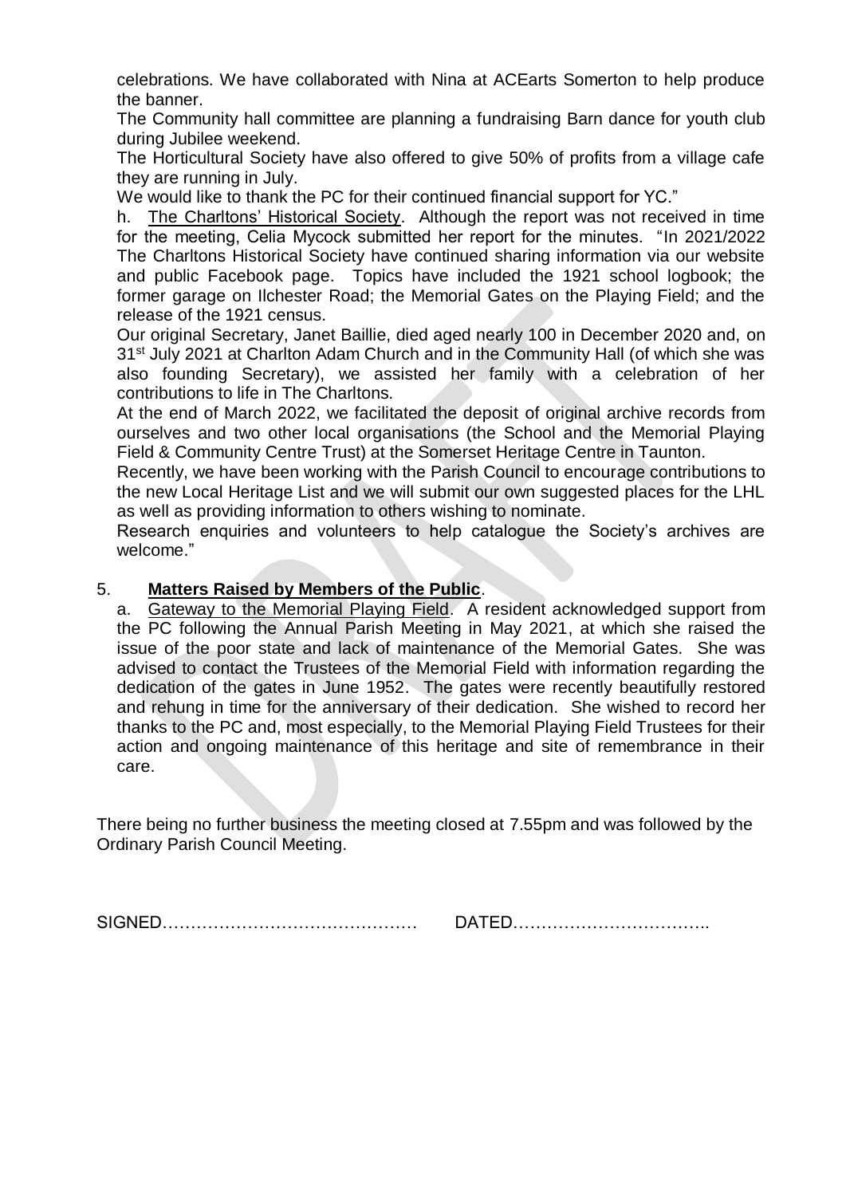celebrations. We have collaborated with Nina at ACEarts Somerton to help produce the banner.

The Community hall committee are planning a fundraising Barn dance for youth club during Jubilee weekend.

The Horticultural Society have also offered to give 50% of profits from a village cafe they are running in July.

We would like to thank the PC for their continued financial support for YC."

h. The Charltons' Historical Society. Although the report was not received in time for the meeting, Celia Mycock submitted her report for the minutes. "In 2021/2022 The Charltons Historical Society have continued sharing information via our website and public Facebook page. Topics have included the 1921 school logbook; the former garage on Ilchester Road; the Memorial Gates on the Playing Field; and the release of the 1921 census.

Our original Secretary, Janet Baillie, died aged nearly 100 in December 2020 and, on 31st July 2021 at Charlton Adam Church and in the Community Hall (of which she was also founding Secretary), we assisted her family with a celebration of her contributions to life in The Charltons.

At the end of March 2022, we facilitated the deposit of original archive records from ourselves and two other local organisations (the School and the Memorial Playing Field & Community Centre Trust) at the Somerset Heritage Centre in Taunton.

Recently, we have been working with the Parish Council to encourage contributions to the new Local Heritage List and we will submit our own suggested places for the LHL as well as providing information to others wishing to nominate.

Research enquiries and volunteers to help catalogue the Society's archives are welcome."

5. **Matters Raised by Members of the Public**.

a. Gateway to the Memorial Playing Field. A resident acknowledged support from the PC following the Annual Parish Meeting in May 2021, at which she raised the issue of the poor state and lack of maintenance of the Memorial Gates. She was advised to contact the Trustees of the Memorial Field with information regarding the dedication of the gates in June 1952. The gates were recently beautifully restored and rehung in time for the anniversary of their dedication. She wished to record her thanks to the PC and, most especially, to the Memorial Playing Field Trustees for their action and ongoing maintenance of this heritage and site of remembrance in their care.

There being no further business the meeting closed at 7.55pm and was followed by the Ordinary Parish Council Meeting.

SIGNED……………………………………… DATED……………………………..